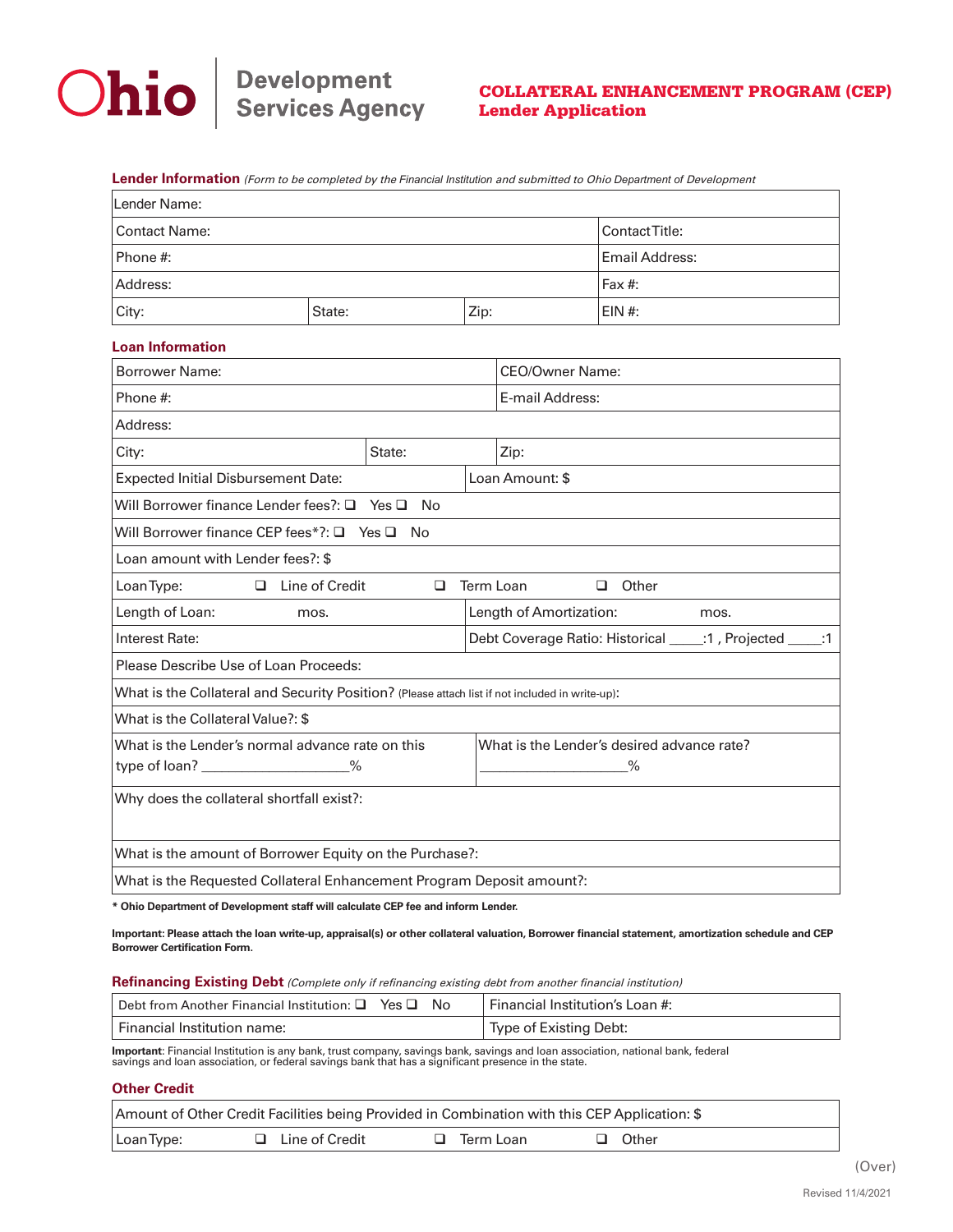# Ohio Development Services Agency

## COLLATERAL ENHANCEMENT PROGRAM (CEP)
## Lender Application

### Lender Information *(Form to be completed by the Financial Institution and submitted to Ohio Department of Development*

| Lender Name: | | | |
|---|---|---|---|
| Contact Name: | | | Contact Title: |
| Phone #: | | | Email Address: |
| Address: | | | Fax #: |
| City: | State: | Zip: | EIN #: |

### Loan Information

| Borrower Name: | | CEO/Owner Name: |
|---|---|---|
| Phone #: | | E-mail Address: |
| Address: | | |
| City: | State: | Zip: |
| Expected Initial Disbursement Date: | Loan Amount: $ | |
| Will Borrower finance Lender fees?: ❑ Yes ❑ No | | |
| Will Borrower finance CEP fees*?: ❑ Yes ❑ No | | |
| Loan amount with Lender fees?: $ | | |
| Loan Type: ❑ Line of Credit ❑ Term Loan ❑ Other | | |
| Length of Loan: mos. | Length of Amortization: mos. | |
| Interest Rate: | Debt Coverage Ratio: Historical _____:1 , Projected _____:1 | |
| Please Describe Use of Loan Proceeds: | | |
| What is the Collateral and Security Position? (Please attach list if not included in write-up): | | |
| What is the Collateral Value?: $ | | |
| What is the Lender's normal advance rate on this type of loan? ___________________% | What is the Lender's desired advance rate? ___________________% | |
| Why does the collateral shortfall exist?: | | |
| What is the amount of Borrower Equity on the Purchase?: | | |
| What is the Requested Collateral Enhancement Program Deposit amount?: | | |

**\* Ohio Department of Development staff will calculate CEP fee and inform Lender.**

**Important: Please attach the loan write-up, appraisal(s) or other collateral valuation, Borrower financial statement, amortization schedule and CEP Borrower Certification Form.**

### Refinancing Existing Debt *(Complete only if refinancing existing debt from another financial institution)*

| Debt from Another Financial Institution: ❑ Yes ❑ No | Financial Institution's Loan #: |
|---|---|
| Financial Institution name: | Type of Existing Debt: |

**Important**: Financial Institution is any bank, trust company, savings bank, savings and loan association, national bank, federal savings and loan association, or federal savings bank that has a significant presence in the state.

### Other Credit

| Amount of Other Credit Facilities being Provided in Combination with this CEP Application: $ |
|---|
| Loan Type: ❑ Line of Credit ❑ Term Loan ❑ Other |

(Over)

Revised 11/4/2021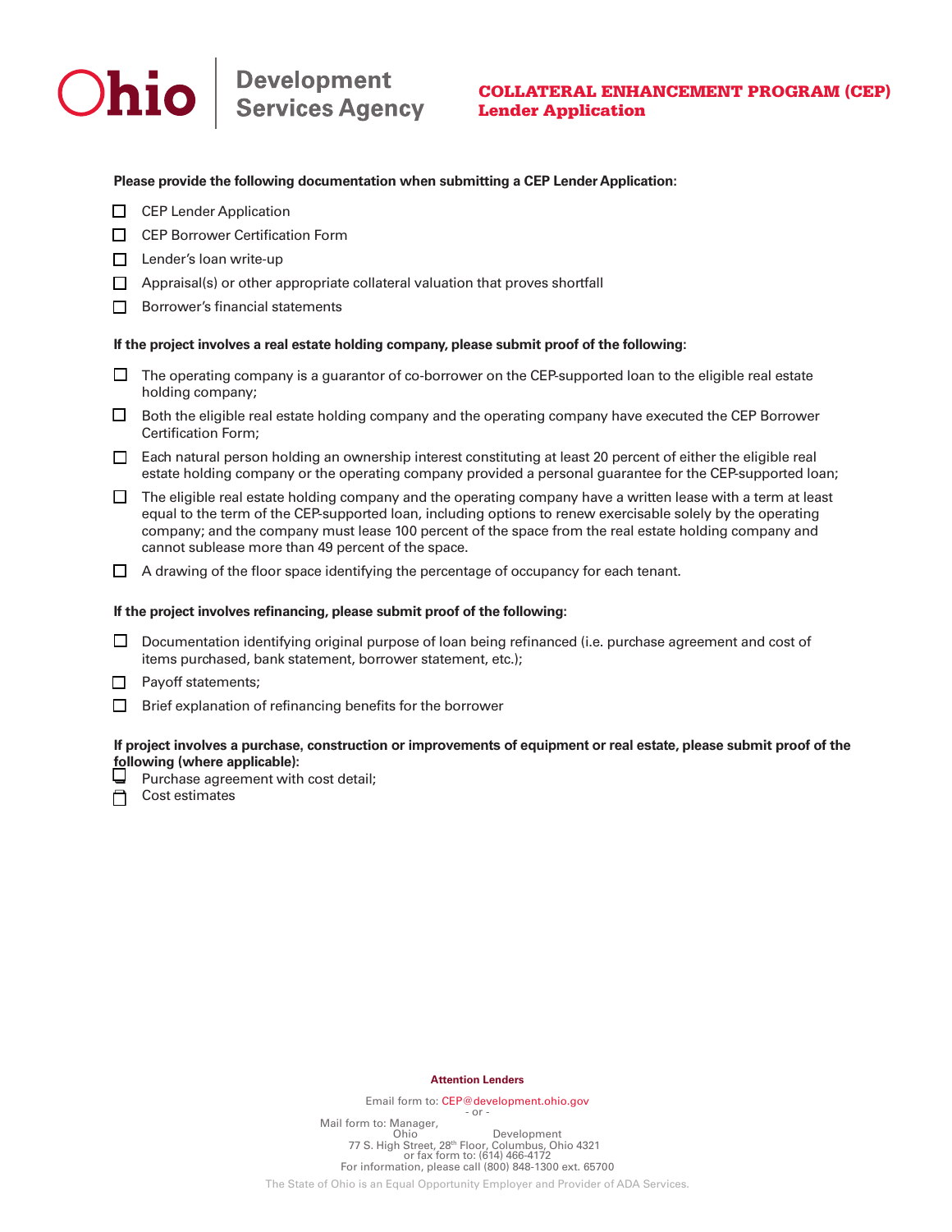# Ohio | Development Services Agency

## COLLATERAL ENHANCEMENT PROGRAM (CEP) Lender Application

**Please provide the following documentation when submitting a CEP Lender Application:**

- ☐ CEP Lender Application
- ☐ CEP Borrower Certification Form
- ☐ Lender's loan write-up
- ☐ Appraisal(s) or other appropriate collateral valuation that proves shortfall
- ☐ Borrower's financial statements

**If the project involves a real estate holding company, please submit proof of the following:**

- ☐ The operating company is a guarantor of co-borrower on the CEP-supported loan to the eligible real estate holding company;
- ☐ Both the eligible real estate holding company and the operating company have executed the CEP Borrower Certification Form;
- ☐ Each natural person holding an ownership interest constituting at least 20 percent of either the eligible real estate holding company or the operating company provided a personal guarantee for the CEP-supported loan;
- ☐ The eligible real estate holding company and the operating company have a written lease with a term at least equal to the term of the CEP-supported loan, including options to renew exercisable solely by the operating company; and the company must lease 100 percent of the space from the real estate holding company and cannot sublease more than 49 percent of the space.
- ☐ A drawing of the floor space identifying the percentage of occupancy for each tenant.

**If the project involves refinancing, please submit proof of the following:**

- ☐ Documentation identifying original purpose of loan being refinanced (i.e. purchase agreement and cost of items purchased, bank statement, borrower statement, etc.);
- ☐ Payoff statements;
- ☐ Brief explanation of refinancing benefits for the borrower

**If project involves a purchase, construction or improvements of equipment or real estate, please submit proof of the following (where applicable):**

- ☐ Purchase agreement with cost detail;
- ☐ Cost estimates

**Attention Lenders**

Email form to: CEP@development.ohio.gov

- or -

Mail form to: Manager,
Ohio Development
77 S. High Street, 28th Floor, Columbus, Ohio 4321
or fax form to: (614) 466-4172
For information, please call (800) 848-1300 ext. 65700

The State of Ohio is an Equal Opportunity Employer and Provider of ADA Services.